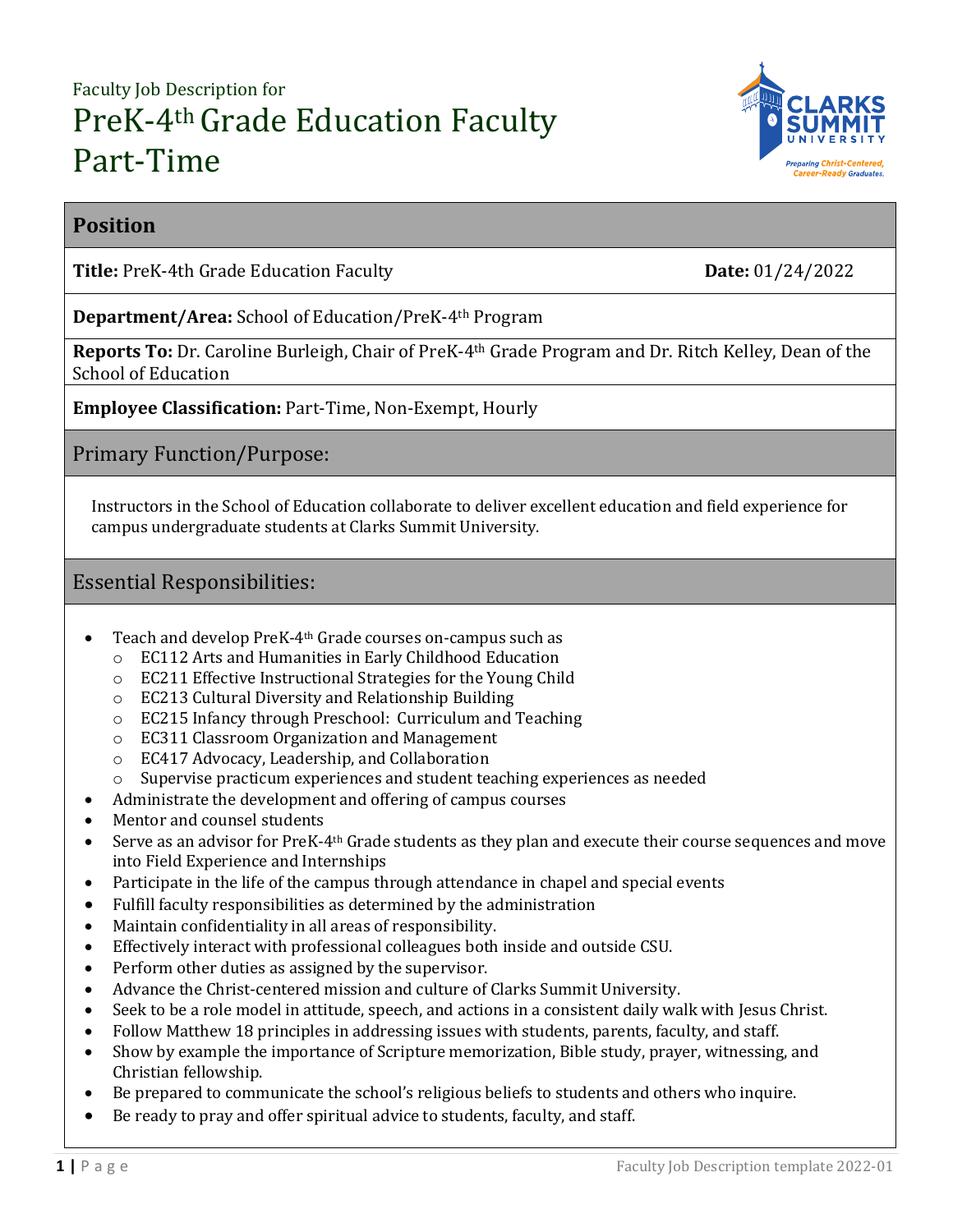Faculty Job Description for

# PreK-4th Grade Education Faculty Part-Time

## Position

**Title:** PreK-4th Grade Education Faculty **Date:** 01/24/2022

**Department/Area:** School of Education/PreK-4th Program

**Reports To:** Dr. Caroline Burleigh, Chair of PreK-4th Grade Program and Dr. Ritch Kelley, Dean of the School of Education

**Employee Classification:** Part-Time, Non-Exempt, Hourly

## Primary Function/Purpose:

Instructors in the School of Education collaborate to deliver excellent education and field experience for campus undergraduate students at Clarks Summit University.

## Essential Responsibilities:

- Teach and develop PreK-4th Grade courses on-campus such as
  - EC112 Arts and Humanities in Early Childhood Education
  - EC211 Effective Instructional Strategies for the Young Child
  - EC213 Cultural Diversity and Relationship Building
  - EC215 Infancy through Preschool: Curriculum and Teaching
  - EC311 Classroom Organization and Management
  - EC417 Advocacy, Leadership, and Collaboration
  - Supervise practicum experiences and student teaching experiences as needed
- Administrate the development and offering of campus courses
- Mentor and counsel students
- Serve as an advisor for PreK-4th Grade students as they plan and execute their course sequences and move into Field Experience and Internships
- Participate in the life of the campus through attendance in chapel and special events
- Fulfill faculty responsibilities as determined by the administration
- Maintain confidentiality in all areas of responsibility.
- Effectively interact with professional colleagues both inside and outside CSU.
- Perform other duties as assigned by the supervisor.
- Advance the Christ-centered mission and culture of Clarks Summit University.
- Seek to be a role model in attitude, speech, and actions in a consistent daily walk with Jesus Christ.
- Follow Matthew 18 principles in addressing issues with students, parents, faculty, and staff.
- Show by example the importance of Scripture memorization, Bible study, prayer, witnessing, and Christian fellowship.
- Be prepared to communicate the school's religious beliefs to students and others who inquire.
- Be ready to pray and offer spiritual advice to students, faculty, and staff.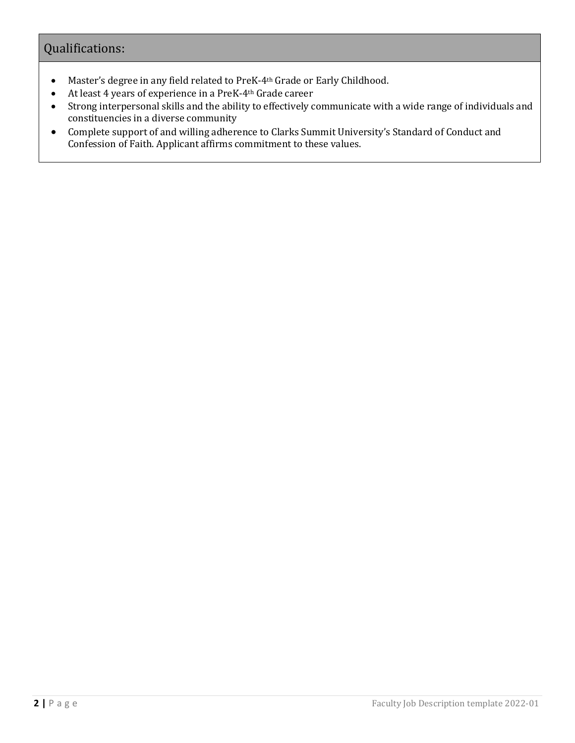## Qualifications:

- Master's degree in any field related to PreK-4th Grade or Early Childhood.
- At least 4 years of experience in a PreK-4th Grade career
- Strong interpersonal skills and the ability to effectively communicate with a wide range of individuals and constituencies in a diverse community
- Complete support of and willing adherence to Clarks Summit University's Standard of Conduct and Confession of Faith. Applicant affirms commitment to these values.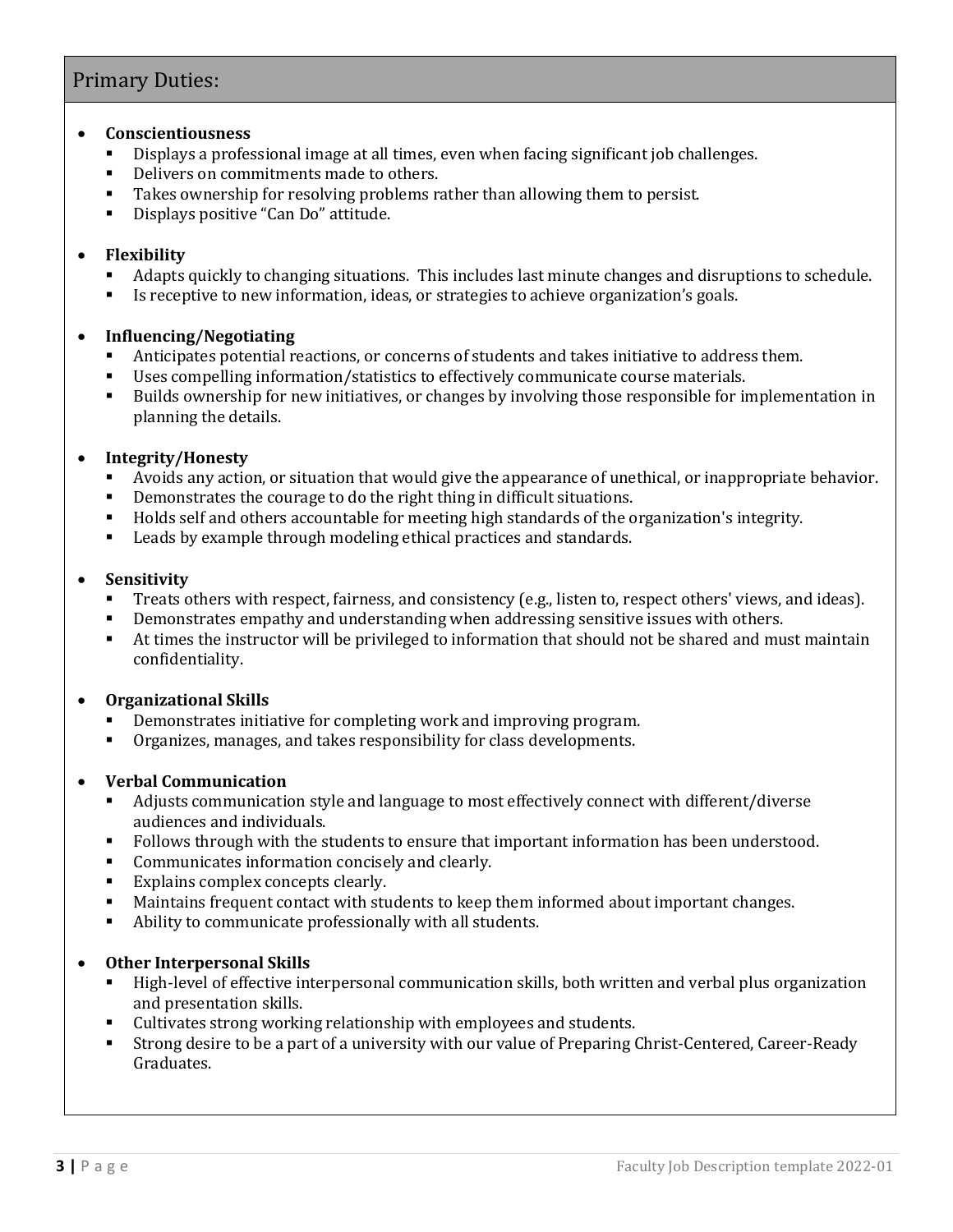## Primary Duties:

- **Conscientiousness**
  - Displays a professional image at all times, even when facing significant job challenges.
  - Delivers on commitments made to others.
  - Takes ownership for resolving problems rather than allowing them to persist.
  - Displays positive "Can Do" attitude.

- **Flexibility**
  - Adapts quickly to changing situations. This includes last minute changes and disruptions to schedule.
  - Is receptive to new information, ideas, or strategies to achieve organization's goals.

- **Influencing/Negotiating**
  - Anticipates potential reactions, or concerns of students and takes initiative to address them.
  - Uses compelling information/statistics to effectively communicate course materials.
  - Builds ownership for new initiatives, or changes by involving those responsible for implementation in planning the details.

- **Integrity/Honesty**
  - Avoids any action, or situation that would give the appearance of unethical, or inappropriate behavior.
  - Demonstrates the courage to do the right thing in difficult situations.
  - Holds self and others accountable for meeting high standards of the organization's integrity.
  - Leads by example through modeling ethical practices and standards.

- **Sensitivity**
  - Treats others with respect, fairness, and consistency (e.g., listen to, respect others' views, and ideas).
  - Demonstrates empathy and understanding when addressing sensitive issues with others.
  - At times the instructor will be privileged to information that should not be shared and must maintain confidentiality.

- **Organizational Skills**
  - Demonstrates initiative for completing work and improving program.
  - Organizes, manages, and takes responsibility for class developments.

- **Verbal Communication**
  - Adjusts communication style and language to most effectively connect with different/diverse audiences and individuals.
  - Follows through with the students to ensure that important information has been understood.
  - Communicates information concisely and clearly.
  - Explains complex concepts clearly.
  - Maintains frequent contact with students to keep them informed about important changes.
  - Ability to communicate professionally with all students.

- **Other Interpersonal Skills**
  - High-level of effective interpersonal communication skills, both written and verbal plus organization and presentation skills.
  - Cultivates strong working relationship with employees and students.
  - Strong desire to be a part of a university with our value of Preparing Christ-Centered, Career-Ready Graduates.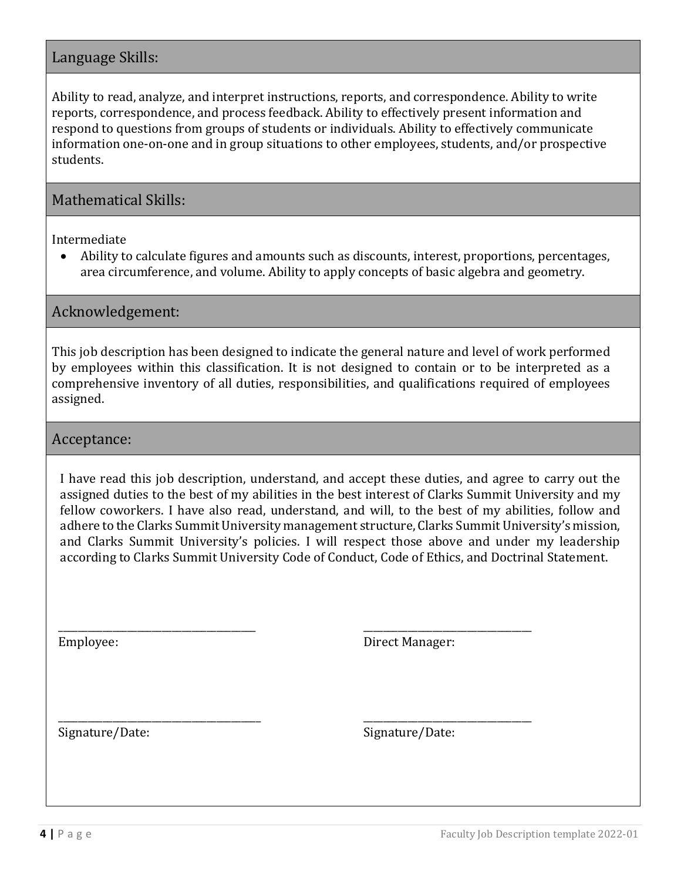## Language Skills:

Ability to read, analyze, and interpret instructions, reports, and correspondence. Ability to write reports, correspondence, and process feedback. Ability to effectively present information and respond to questions from groups of students or individuals. Ability to effectively communicate information one-on-one and in group situations to other employees, students, and/or prospective students.

## Mathematical Skills:

Intermediate

- Ability to calculate figures and amounts such as discounts, interest, proportions, percentages, area circumference, and volume. Ability to apply concepts of basic algebra and geometry.

## Acknowledgement:

This job description has been designed to indicate the general nature and level of work performed by employees within this classification. It is not designed to contain or to be interpreted as a comprehensive inventory of all duties, responsibilities, and qualifications required of employees assigned.

## Acceptance:

I have read this job description, understand, and accept these duties, and agree to carry out the assigned duties to the best of my abilities in the best interest of Clarks Summit University and my fellow coworkers. I have also read, understand, and will, to the best of my abilities, follow and adhere to the Clarks Summit University management structure, Clarks Summit University's mission, and Clarks Summit University's policies. I will respect those above and under my leadership according to Clarks Summit University Code of Conduct, Code of Ethics, and Doctrinal Statement.

\_\_\_\_\_\_\_\_\_\_\_\_\_\_\_\_\_\_\_\_\_\_\_\_\_\_\_\_\_\_\_\_\_\_\_\_\_\_\_\_
Employee:

\_\_\_\_\_\_\_\_\_\_\_\_\_\_\_\_\_\_\_\_\_\_\_\_\_\_\_\_\_\_\_\_\_\_\_\_\_\_\_\_
Direct Manager:

\_\_\_\_\_\_\_\_\_\_\_\_\_\_\_\_\_\_\_\_\_\_\_\_\_\_\_\_\_\_\_\_\_\_\_\_\_\_\_\_
Signature/Date:

\_\_\_\_\_\_\_\_\_\_\_\_\_\_\_\_\_\_\_\_\_\_\_\_\_\_\_\_\_\_\_\_\_\_\_\_\_\_\_\_
Signature/Date: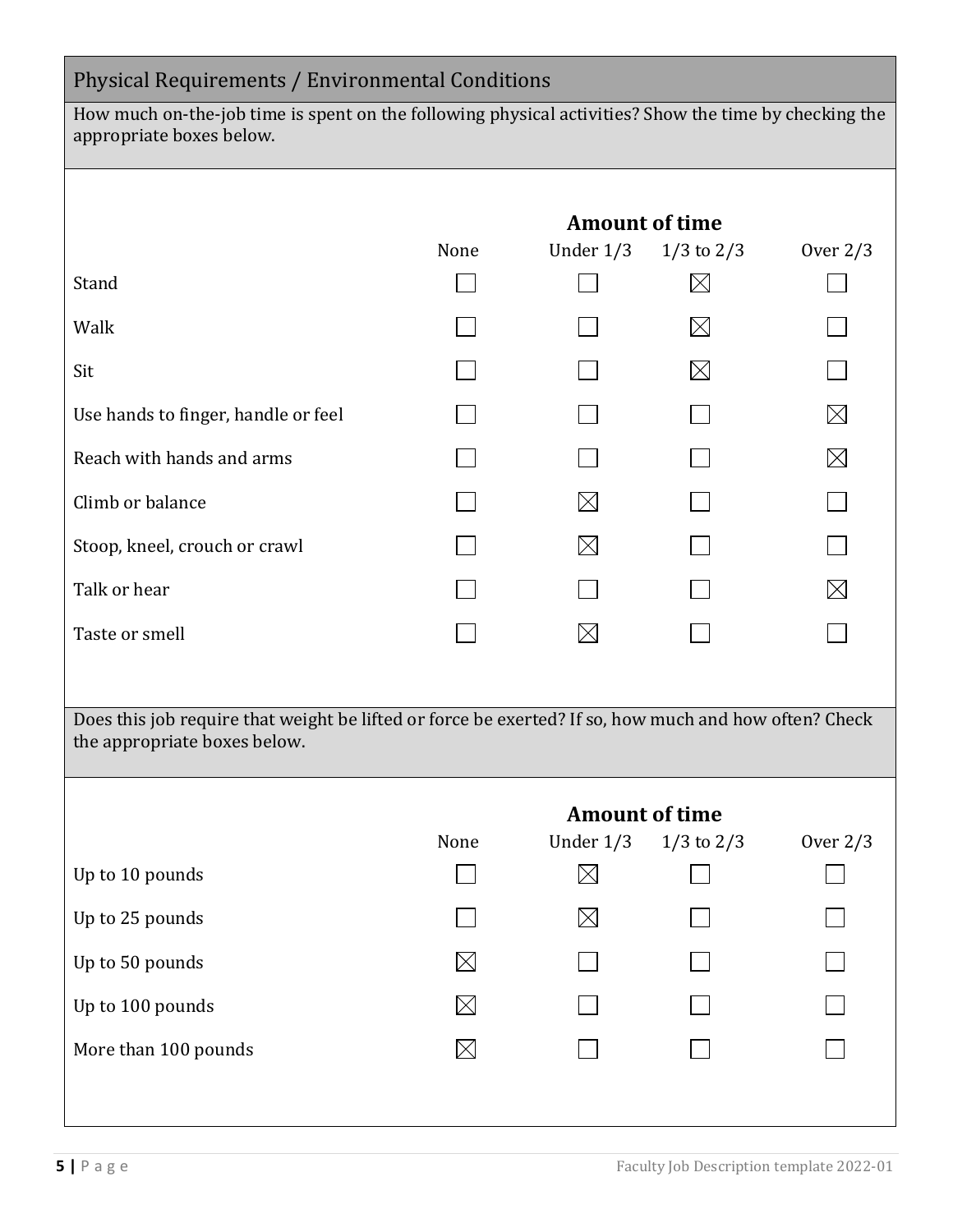## Physical Requirements / Environmental Conditions

How much on-the-job time is spent on the following physical activities? Show the time by checking the appropriate boxes below.

| | Amount of time | | | |
|---|---|---|---|---|
| | None | Under 1/3 | 1/3 to 2/3 | Over 2/3 |
| Stand | ☐ | ☐ | ☒ | ☐ |
| Walk | ☐ | ☐ | ☒ | ☐ |
| Sit | ☐ | ☐ | ☒ | ☐ |
| Use hands to finger, handle or feel | ☐ | ☐ | ☐ | ☒ |
| Reach with hands and arms | ☐ | ☐ | ☐ | ☒ |
| Climb or balance | ☐ | ☒ | ☐ | ☐ |
| Stoop, kneel, crouch or crawl | ☐ | ☒ | ☐ | ☐ |
| Talk or hear | ☐ | ☐ | ☐ | ☒ |
| Taste or smell | ☐ | ☒ | ☐ | ☐ |

Does this job require that weight be lifted or force be exerted? If so, how much and how often? Check the appropriate boxes below.

| | Amount of time | | | |
|---|---|---|---|---|
| | None | Under 1/3 | 1/3 to 2/3 | Over 2/3 |
| Up to 10 pounds | ☐ | ☒ | ☐ | ☐ |
| Up to 25 pounds | ☐ | ☒ | ☐ | ☐ |
| Up to 50 pounds | ☒ | ☐ | ☐ | ☐ |
| Up to 100 pounds | ☒ | ☐ | ☐ | ☐ |
| More than 100 pounds | ☒ | ☐ | ☐ | ☐ |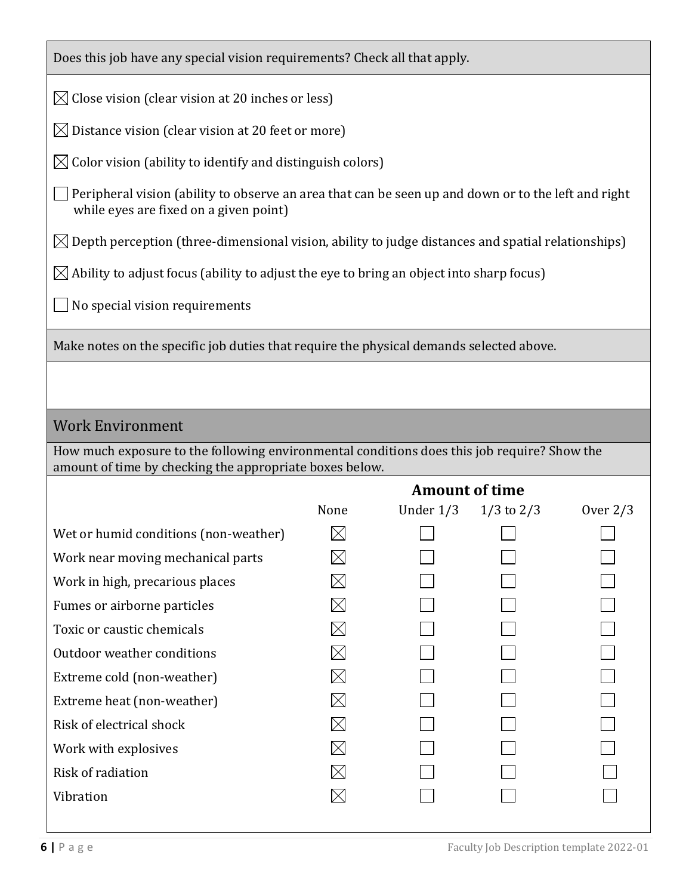Does this job have any special vision requirements? Check all that apply.

☒ Close vision (clear vision at 20 inches or less)

☒ Distance vision (clear vision at 20 feet or more)

☒ Color vision (ability to identify and distinguish colors)

☐ Peripheral vision (ability to observe an area that can be seen up and down or to the left and right while eyes are fixed on a given point)

☒ Depth perception (three-dimensional vision, ability to judge distances and spatial relationships)

☒ Ability to adjust focus (ability to adjust the eye to bring an object into sharp focus)

☐ No special vision requirements

Make notes on the specific job duties that require the physical demands selected above.

## Work Environment

How much exposure to the following environmental conditions does this job require? Show the amount of time by checking the appropriate boxes below.

| | Amount of time | | | |
|---|---|---|---|---|
| | None | Under 1/3 | 1/3 to 2/3 | Over 2/3 |
| Wet or humid conditions (non-weather) | ☒ | ☐ | ☐ | ☐ |
| Work near moving mechanical parts | ☒ | ☐ | ☐ | ☐ |
| Work in high, precarious places | ☒ | ☐ | ☐ | ☐ |
| Fumes or airborne particles | ☒ | ☐ | ☐ | ☐ |
| Toxic or caustic chemicals | ☒ | ☐ | ☐ | ☐ |
| Outdoor weather conditions | ☒ | ☐ | ☐ | ☐ |
| Extreme cold (non-weather) | ☒ | ☐ | ☐ | ☐ |
| Extreme heat (non-weather) | ☒ | ☐ | ☐ | ☐ |
| Risk of electrical shock | ☒ | ☐ | ☐ | ☐ |
| Work with explosives | ☒ | ☐ | ☐ | ☐ |
| Risk of radiation | ☒ | ☐ | ☐ | ☐ |
| Vibration | ☒ | ☐ | ☐ | ☐ |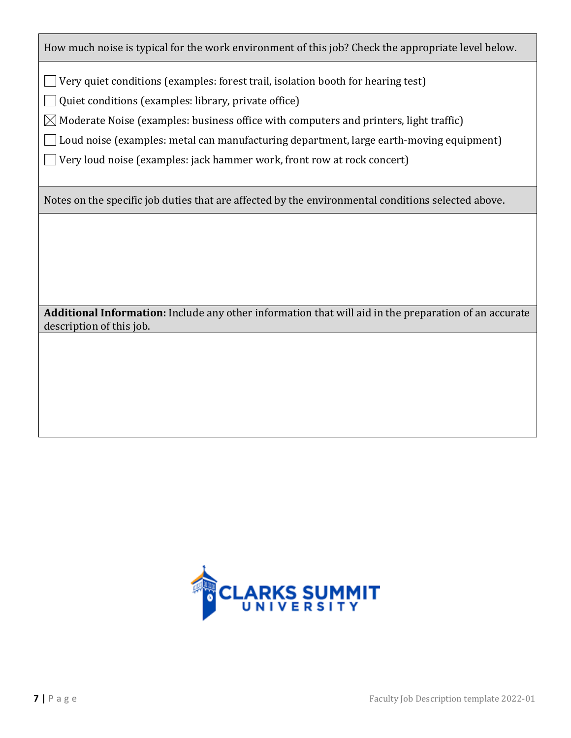How much noise is typical for the work environment of this job? Check the appropriate level below.

☐ Very quiet conditions (examples: forest trail, isolation booth for hearing test)

☐ Quiet conditions (examples: library, private office)

☒ Moderate Noise (examples: business office with computers and printers, light traffic)

☐ Loud noise (examples: metal can manufacturing department, large earth-moving equipment)

☐ Very loud noise (examples: jack hammer work, front row at rock concert)

Notes on the specific job duties that are affected by the environmental conditions selected above.

**Additional Information:** Include any other information that will aid in the preparation of an accurate description of this job.

CLARKS SUMMIT UNIVERSITY